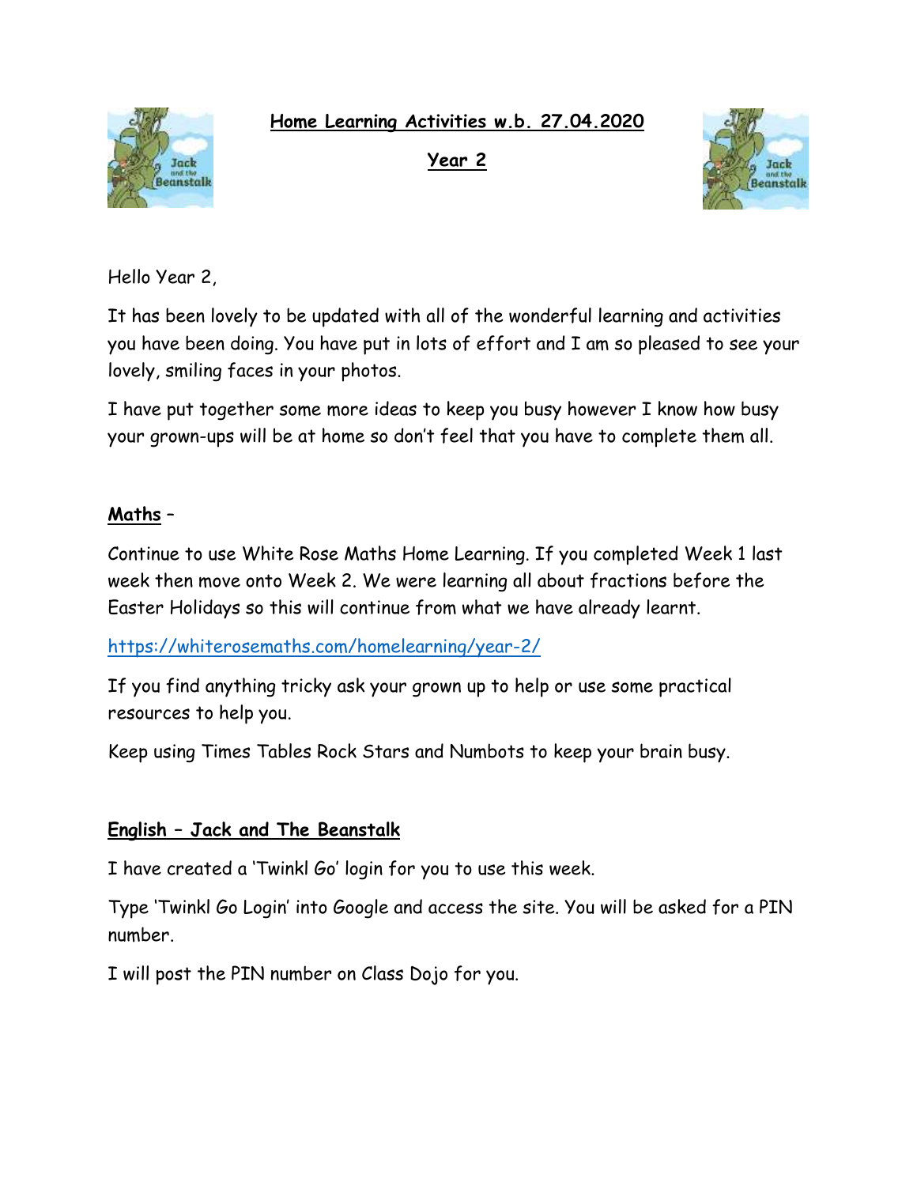# Home Learning Activities w.b. 27.04.2020

## Year 2

Hello Year 2,

It has been lovely to be updated with all of the wonderful learning and activities you have been doing. You have put in lots of effort and I am so pleased to see your lovely, smiling faces in your photos.

I have put together some more ideas to keep you busy however I know how busy your grown-ups will be at home so don't feel that you have to complete them all.

**Maths** –

Continue to use White Rose Maths Home Learning. If you completed Week 1 last week then move onto Week 2. We were learning all about fractions before the Easter Holidays so this will continue from what we have already learnt.

https://whiterosemaths.com/homelearning/year-2/

If you find anything tricky ask your grown up to help or use some practical resources to help you.

Keep using Times Tables Rock Stars and Numbots to keep your brain busy.

**English – Jack and The Beanstalk**

I have created a 'Twinkl Go' login for you to use this week.

Type 'Twinkl Go Login' into Google and access the site. You will be asked for a PIN number.

I will post the PIN number on Class Dojo for you.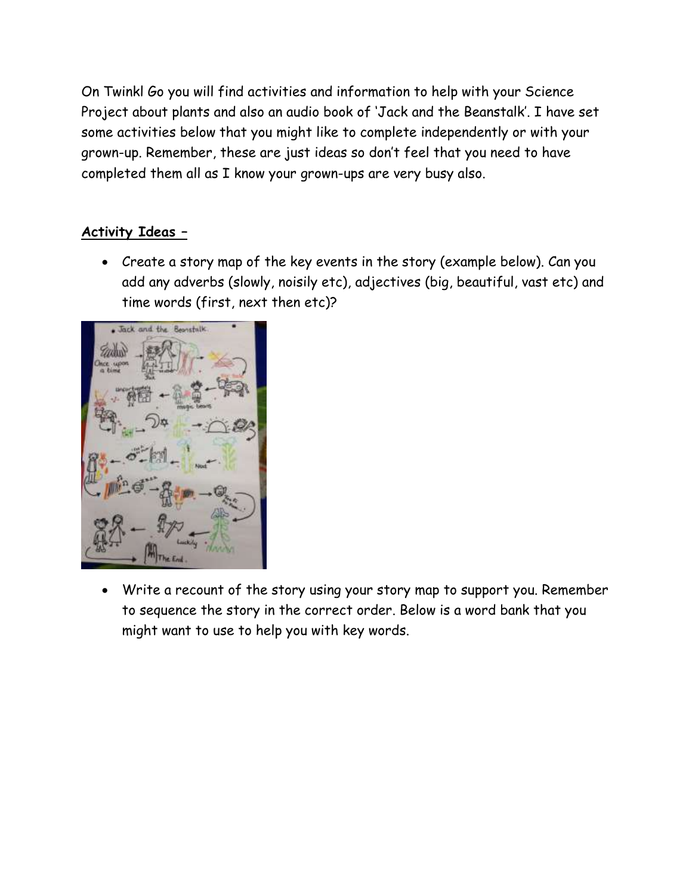On Twinkl Go you will find activities and information to help with your Science Project about plants and also an audio book of 'Jack and the Beanstalk'. I have set some activities below that you might like to complete independently or with your grown-up. Remember, these are just ideas so don't feel that you need to have completed them all as I know your grown-ups are very busy also.

**Activity Ideas –**

- Create a story map of the key events in the story (example below). Can you add any adverbs (slowly, noisily etc), adjectives (big, beautiful, vast etc) and time words (first, next then etc)?

- Write a recount of the story using your story map to support you. Remember to sequence the story in the correct order. Below is a word bank that you might want to use to help you with key words.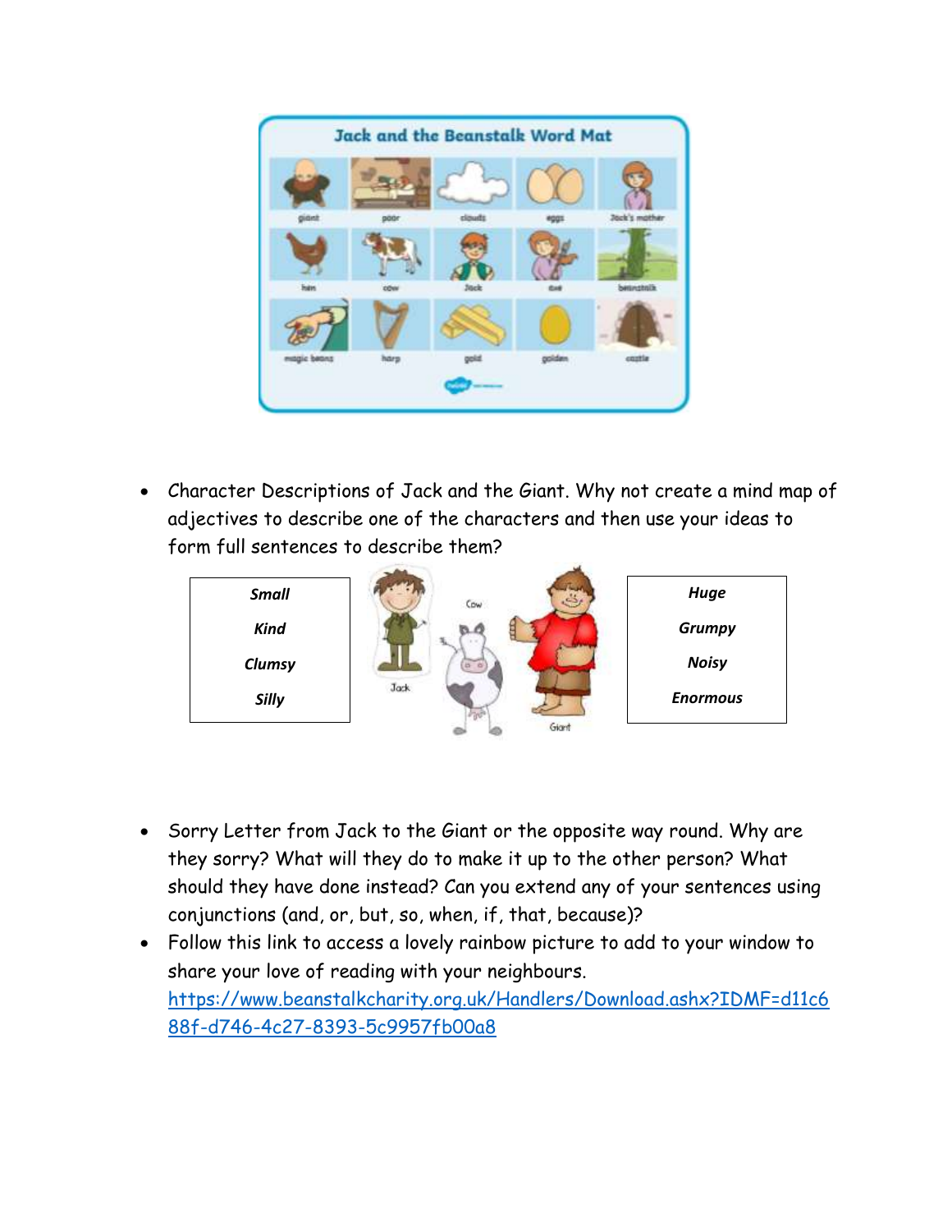- Character Descriptions of Jack and the Giant. Why not create a mind map of adjectives to describe one of the characters and then use your ideas to form full sentences to describe them?

| ***Small*** |
|---|
| ***Kind*** |
| ***Clumsy*** |
| ***Silly*** |

| ***Huge*** |
|---|
| ***Grumpy*** |
| ***Noisy*** |
| ***Enormous*** |

- Sorry Letter from Jack to the Giant or the opposite way round. Why are they sorry? What will they do to make it up to the other person? What should they have done instead? Can you extend any of your sentences using conjunctions (and, or, but, so, when, if, that, because)?
- Follow this link to access a lovely rainbow picture to add to your window to share your love of reading with your neighbours. [https://www.beanstalkcharity.org.uk/Handlers/Download.ashx?IDMF=d11c688f-d746-4c27-8393-5c9957fb00a8](https://www.beanstalkcharity.org.uk/Handlers/Download.ashx?IDMF=d11c688f-d746-4c27-8393-5c9957fb00a8)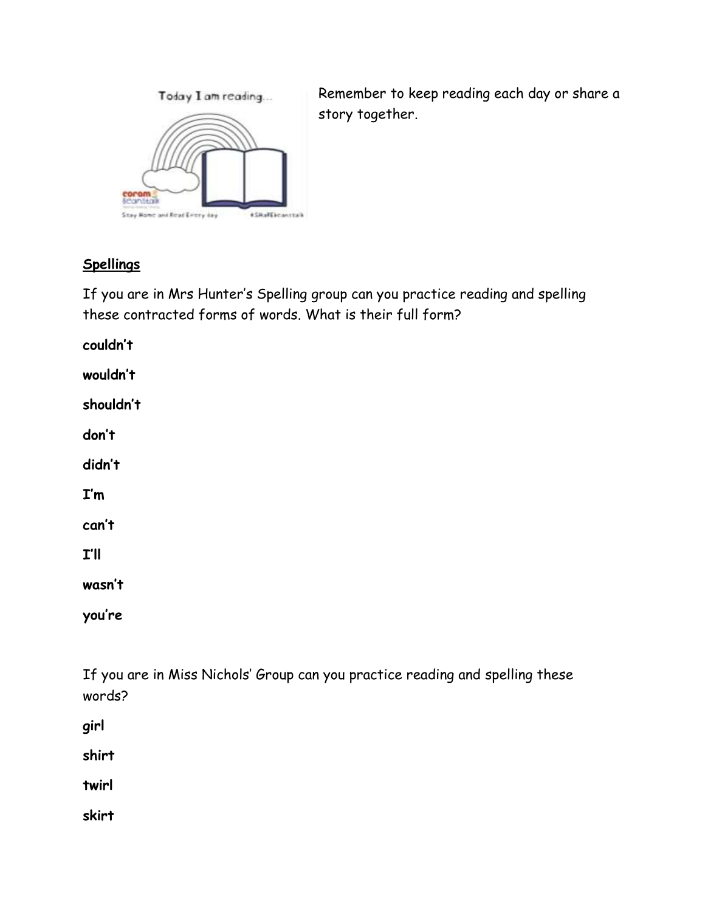Remember to keep reading each day or share a story together.

**Spellings**

If you are in Mrs Hunter's Spelling group can you practice reading and spelling these contracted forms of words. What is their full form?

**couldn't**

**wouldn't**

**shouldn't**

**don't**

**didn't**

**I'm**

**can't**

**I'll**

**wasn't**

**you're**

If you are in Miss Nichols' Group can you practice reading and spelling these words?

**girl**

**shirt**

**twirl**

**skirt**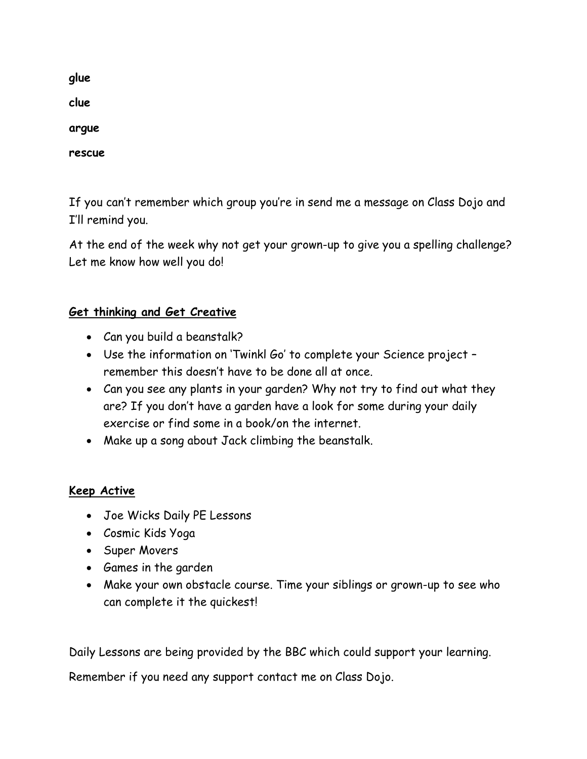**glue**

**clue**

**argue**

**rescue**

If you can't remember which group you're in send me a message on Class Dojo and I'll remind you.

At the end of the week why not get your grown-up to give you a spelling challenge? Let me know how well you do!

## Get thinking and Get Creative

- Can you build a beanstalk?
- Use the information on 'Twinkl Go' to complete your Science project – remember this doesn't have to be done all at once.
- Can you see any plants in your garden? Why not try to find out what they are? If you don't have a garden have a look for some during your daily exercise or find some in a book/on the internet.
- Make up a song about Jack climbing the beanstalk.

## Keep Active

- Joe Wicks Daily PE Lessons
- Cosmic Kids Yoga
- Super Movers
- Games in the garden
- Make your own obstacle course. Time your siblings or grown-up to see who can complete it the quickest!

Daily Lessons are being provided by the BBC which could support your learning.

Remember if you need any support contact me on Class Dojo.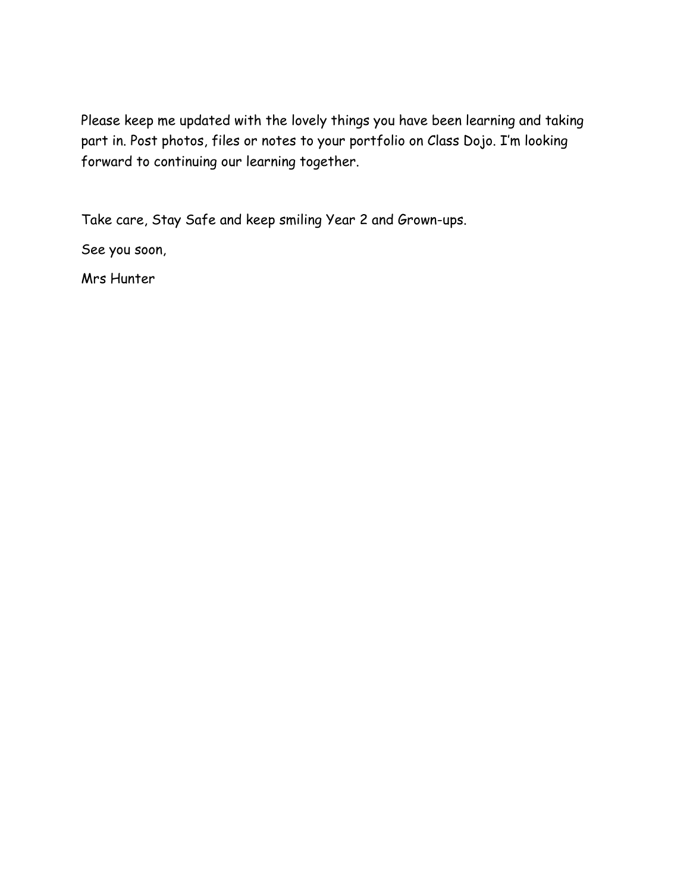Please keep me updated with the lovely things you have been learning and taking part in. Post photos, files or notes to your portfolio on Class Dojo. I'm looking forward to continuing our learning together.

Take care, Stay Safe and keep smiling Year 2 and Grown-ups.

See you soon,

Mrs Hunter